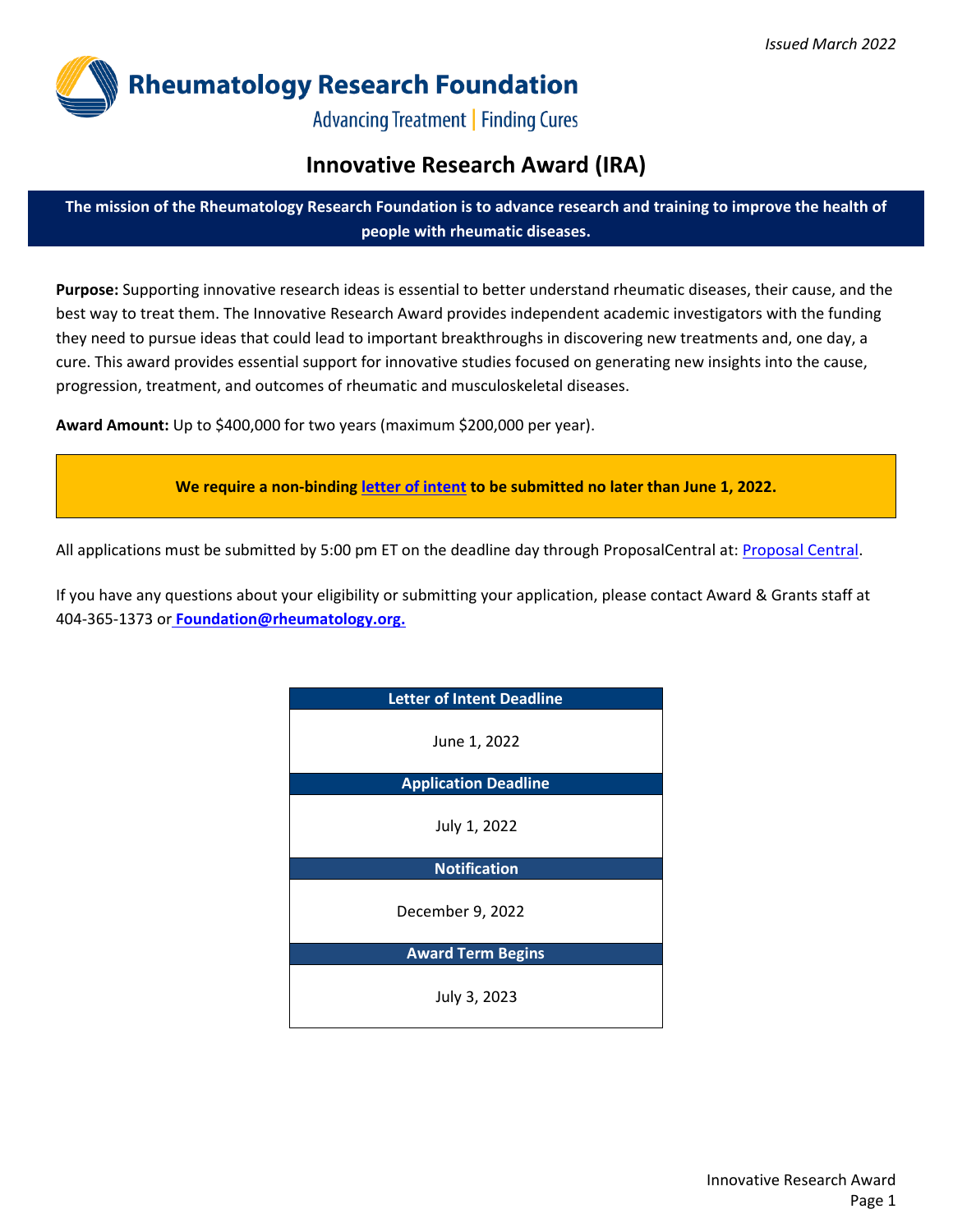*Issued March 2022*

**Rheumatology Research Foundation**

Advancing Treatment | Finding Cures

# Innovative Research Award (IRA)

**The mission of the Rheumatology Research Foundation is to advance research and training to improve the health of people with rheumatic diseases.**

**Purpose:** Supporting innovative research ideas is essential to better understand rheumatic diseases, their cause, and the best way to treat them. The Innovative Research Award provides independent academic investigators with the funding they need to pursue ideas that could lead to important breakthroughs in discovering new treatments and, one day, a cure. This award provides essential support for innovative studies focused on generating new insights into the cause, progression, treatment, and outcomes of rheumatic and musculoskeletal diseases.

**Award Amount:** Up to $400,000 for two years (maximum $200,000 per year).

**We require a non-binding letter of intent to be submitted no later than June 1, 2022.**

All applications must be submitted by 5:00 pm ET on the deadline day through ProposalCentral at: Proposal Central.

If you have any questions about your eligibility or submitting your application, please contact Award & Grants staff at 404-365-1373 or **Foundation@rheumatology.org.**

| Letter of Intent Deadline |
|---|
| June 1, 2022 |
| **Application Deadline** |
| July 1, 2022 |
| **Notification** |
| December 9, 2022 |
| **Award Term Begins** |
| July 3, 2023 |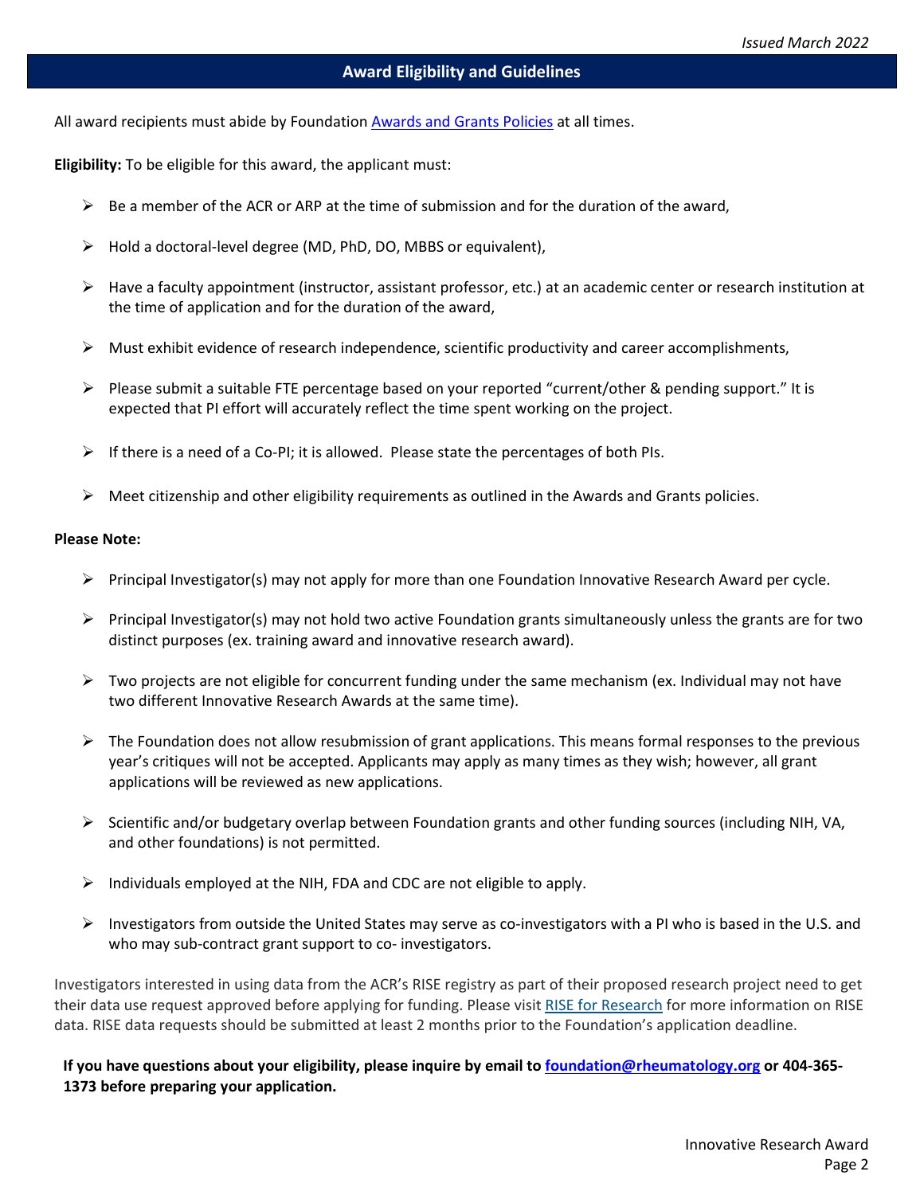## Award Eligibility and Guidelines

All award recipients must abide by Foundation Awards and Grants Policies at all times.

**Eligibility:** To be eligible for this award, the applicant must:

- Be a member of the ACR or ARP at the time of submission and for the duration of the award,
- Hold a doctoral-level degree (MD, PhD, DO, MBBS or equivalent),
- Have a faculty appointment (instructor, assistant professor, etc.) at an academic center or research institution at the time of application and for the duration of the award,
- Must exhibit evidence of research independence, scientific productivity and career accomplishments,
- Please submit a suitable FTE percentage based on your reported "current/other & pending support." It is expected that PI effort will accurately reflect the time spent working on the project.
- If there is a need of a Co-PI; it is allowed. Please state the percentages of both PIs.
- Meet citizenship and other eligibility requirements as outlined in the Awards and Grants policies.

**Please Note:**

- Principal Investigator(s) may not apply for more than one Foundation Innovative Research Award per cycle.
- Principal Investigator(s) may not hold two active Foundation grants simultaneously unless the grants are for two distinct purposes (ex. training award and innovative research award).
- Two projects are not eligible for concurrent funding under the same mechanism (ex. Individual may not have two different Innovative Research Awards at the same time).
- The Foundation does not allow resubmission of grant applications. This means formal responses to the previous year's critiques will not be accepted. Applicants may apply as many times as they wish; however, all grant applications will be reviewed as new applications.
- Scientific and/or budgetary overlap between Foundation grants and other funding sources (including NIH, VA, and other foundations) is not permitted.
- Individuals employed at the NIH, FDA and CDC are not eligible to apply.
- Investigators from outside the United States may serve as co-investigators with a PI who is based in the U.S. and who may sub-contract grant support to co- investigators.

Investigators interested in using data from the ACR's RISE registry as part of their proposed research project need to get their data use request approved before applying for funding. Please visit RISE for Research for more information on RISE data. RISE data requests should be submitted at least 2 months prior to the Foundation's application deadline.

**If you have questions about your eligibility, please inquire by email to foundation@rheumatology.org or 404-365-1373 before preparing your application.**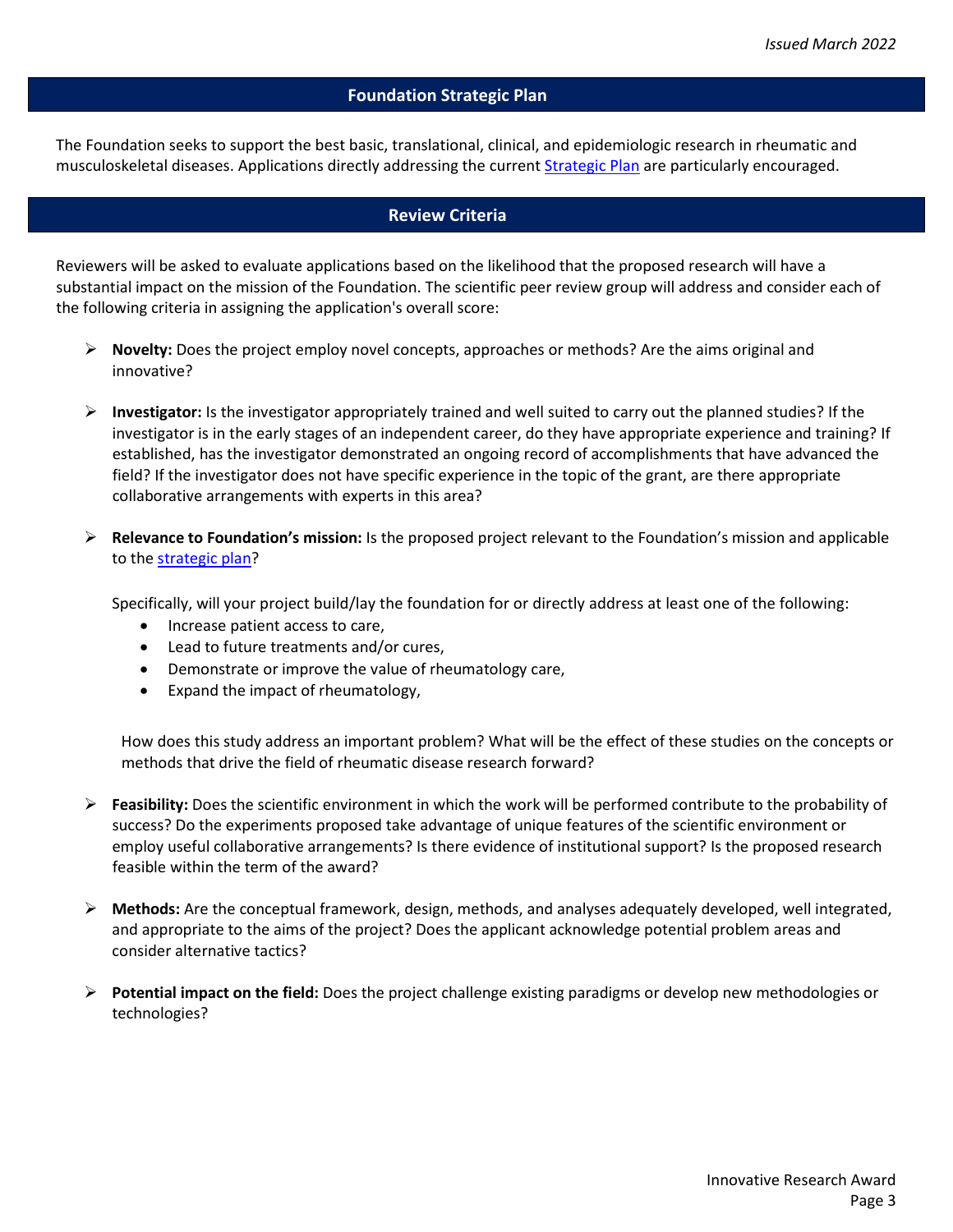## Foundation Strategic Plan

The Foundation seeks to support the best basic, translational, clinical, and epidemiologic research in rheumatic and musculoskeletal diseases. Applications directly addressing the current Strategic Plan are particularly encouraged.

## Review Criteria

Reviewers will be asked to evaluate applications based on the likelihood that the proposed research will have a substantial impact on the mission of the Foundation. The scientific peer review group will address and consider each of the following criteria in assigning the application's overall score:

- **Novelty:** Does the project employ novel concepts, approaches or methods? Are the aims original and innovative?

- **Investigator:** Is the investigator appropriately trained and well suited to carry out the planned studies? If the investigator is in the early stages of an independent career, do they have appropriate experience and training? If established, has the investigator demonstrated an ongoing record of accomplishments that have advanced the field? If the investigator does not have specific experience in the topic of the grant, are there appropriate collaborative arrangements with experts in this area?

- **Relevance to Foundation's mission:** Is the proposed project relevant to the Foundation's mission and applicable to the strategic plan?

  Specifically, will your project build/lay the foundation for or directly address at least one of the following:
  - Increase patient access to care,
  - Lead to future treatments and/or cures,
  - Demonstrate or improve the value of rheumatology care,
  - Expand the impact of rheumatology,

  How does this study address an important problem? What will be the effect of these studies on the concepts or methods that drive the field of rheumatic disease research forward?

- **Feasibility:** Does the scientific environment in which the work will be performed contribute to the probability of success? Do the experiments proposed take advantage of unique features of the scientific environment or employ useful collaborative arrangements? Is there evidence of institutional support? Is the proposed research feasible within the term of the award?

- **Methods:** Are the conceptual framework, design, methods, and analyses adequately developed, well integrated, and appropriate to the aims of the project? Does the applicant acknowledge potential problem areas and consider alternative tactics?

- **Potential impact on the field:** Does the project challenge existing paradigms or develop new methodologies or technologies?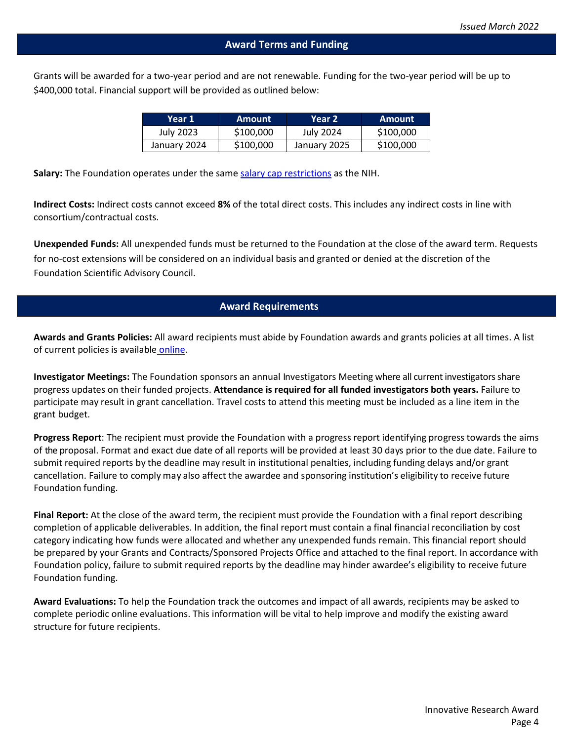*Issued March 2022*

## Award Terms and Funding

Grants will be awarded for a two-year period and are not renewable. Funding for the two-year period will be up to $400,000 total. Financial support will be provided as outlined below:

| Year 1 | Amount | Year 2 | Amount |
|---|---|---|---|
| July 2023 | $100,000 | July 2024 | $100,000 |
| January 2024 | $100,000 | January 2025 | $100,000 |

**Salary:** The Foundation operates under the same salary cap restrictions as the NIH.

**Indirect Costs:** Indirect costs cannot exceed **8%** of the total direct costs. This includes any indirect costs in line with consortium/contractual costs.

**Unexpended Funds:** All unexpended funds must be returned to the Foundation at the close of the award term. Requests for no-cost extensions will be considered on an individual basis and granted or denied at the discretion of the Foundation Scientific Advisory Council.

## Award Requirements

**Awards and Grants Policies:** All award recipients must abide by Foundation awards and grants policies at all times. A list of current policies is available online.

**Investigator Meetings:** The Foundation sponsors an annual Investigators Meeting where all current investigators share progress updates on their funded projects. **Attendance is required for all funded investigators both years.** Failure to participate may result in grant cancellation. Travel costs to attend this meeting must be included as a line item in the grant budget.

**Progress Report**: The recipient must provide the Foundation with a progress report identifying progress towards the aims of the proposal. Format and exact due date of all reports will be provided at least 30 days prior to the due date. Failure to submit required reports by the deadline may result in institutional penalties, including funding delays and/or grant cancellation. Failure to comply may also affect the awardee and sponsoring institution's eligibility to receive future Foundation funding.

**Final Report:** At the close of the award term, the recipient must provide the Foundation with a final report describing completion of applicable deliverables. In addition, the final report must contain a final financial reconciliation by cost category indicating how funds were allocated and whether any unexpended funds remain. This financial report should be prepared by your Grants and Contracts/Sponsored Projects Office and attached to the final report. In accordance with Foundation policy, failure to submit required reports by the deadline may hinder awardee's eligibility to receive future Foundation funding.

**Award Evaluations:** To help the Foundation track the outcomes and impact of all awards, recipients may be asked to complete periodic online evaluations. This information will be vital to help improve and modify the existing award structure for future recipients.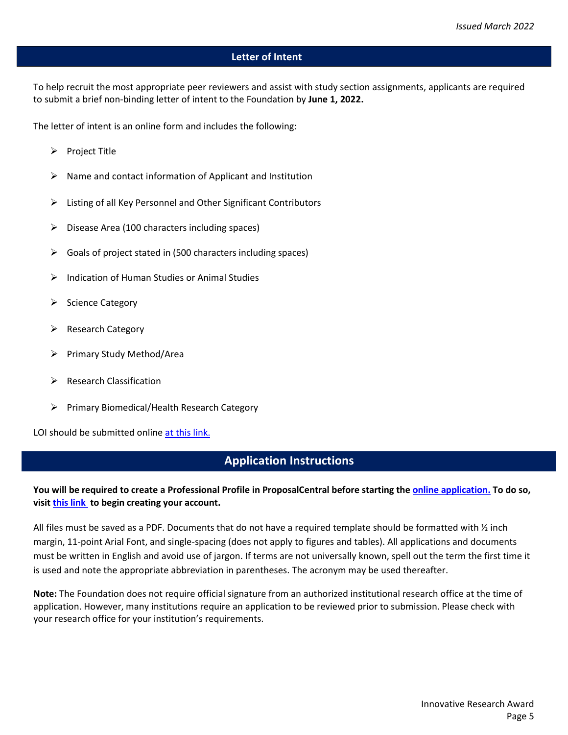## Letter of Intent

To help recruit the most appropriate peer reviewers and assist with study section assignments, applicants are required to submit a brief non-binding letter of intent to the Foundation by **June 1, 2022.**

The letter of intent is an online form and includes the following:

- Project Title
- Name and contact information of Applicant and Institution
- Listing of all Key Personnel and Other Significant Contributors
- Disease Area (100 characters including spaces)
- Goals of project stated in (500 characters including spaces)
- Indication of Human Studies or Animal Studies
- Science Category
- Research Category
- Primary Study Method/Area
- Research Classification
- Primary Biomedical/Health Research Category

LOI should be submitted online at this link.

## Application Instructions

**You will be required to create a Professional Profile in ProposalCentral before starting the online application. To do so, visit this link to begin creating your account.**

All files must be saved as a PDF. Documents that do not have a required template should be formatted with ½ inch margin, 11-point Arial Font, and single-spacing (does not apply to figures and tables). All applications and documents must be written in English and avoid use of jargon. If terms are not universally known, spell out the term the first time it is used and note the appropriate abbreviation in parentheses. The acronym may be used thereafter.

**Note:** The Foundation does not require official signature from an authorized institutional research office at the time of application. However, many institutions require an application to be reviewed prior to submission. Please check with your research office for your institution's requirements.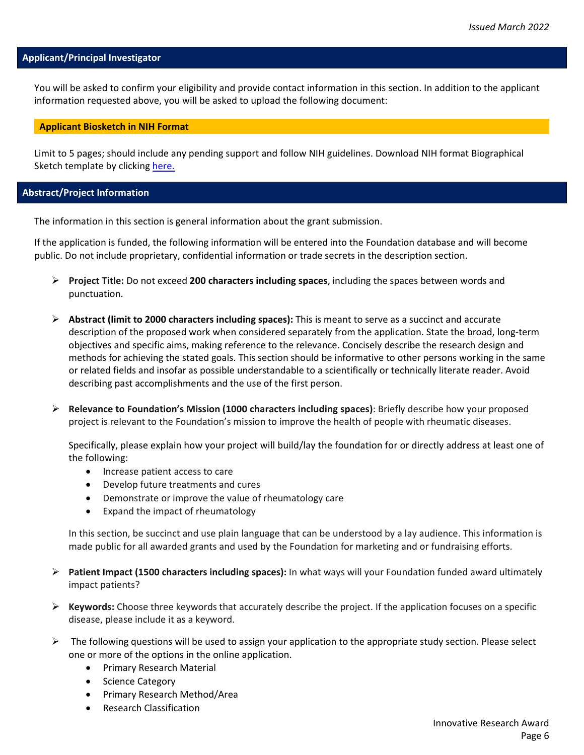## Applicant/Principal Investigator

You will be asked to confirm your eligibility and provide contact information in this section. In addition to the applicant information requested above, you will be asked to upload the following document:

### Applicant Biosketch in NIH Format

Limit to 5 pages; should include any pending support and follow NIH guidelines. Download NIH format Biographical Sketch template by clicking here.

## Abstract/Project Information

The information in this section is general information about the grant submission.

If the application is funded, the following information will be entered into the Foundation database and will become public. Do not include proprietary, confidential information or trade secrets in the description section.

- **Project Title:** Do not exceed **200 characters including spaces**, including the spaces between words and punctuation.
- **Abstract (limit to 2000 characters including spaces):** This is meant to serve as a succinct and accurate description of the proposed work when considered separately from the application. State the broad, long-term objectives and specific aims, making reference to the relevance. Concisely describe the research design and methods for achieving the stated goals. This section should be informative to other persons working in the same or related fields and insofar as possible understandable to a scientifically or technically literate reader. Avoid describing past accomplishments and the use of the first person.
- **Relevance to Foundation's Mission (1000 characters including spaces)**: Briefly describe how your proposed project is relevant to the Foundation's mission to improve the health of people with rheumatic diseases.

  Specifically, please explain how your project will build/lay the foundation for or directly address at least one of the following:
  - Increase patient access to care
  - Develop future treatments and cures
  - Demonstrate or improve the value of rheumatology care
  - Expand the impact of rheumatology

  In this section, be succinct and use plain language that can be understood by a lay audience. This information is made public for all awarded grants and used by the Foundation for marketing and or fundraising efforts.
- **Patient Impact (1500 characters including spaces):** In what ways will your Foundation funded award ultimately impact patients?
- **Keywords:** Choose three keywords that accurately describe the project. If the application focuses on a specific disease, please include it as a keyword.
- The following questions will be used to assign your application to the appropriate study section. Please select one or more of the options in the online application.
  - Primary Research Material
  - Science Category
  - Primary Research Method/Area
  - Research Classification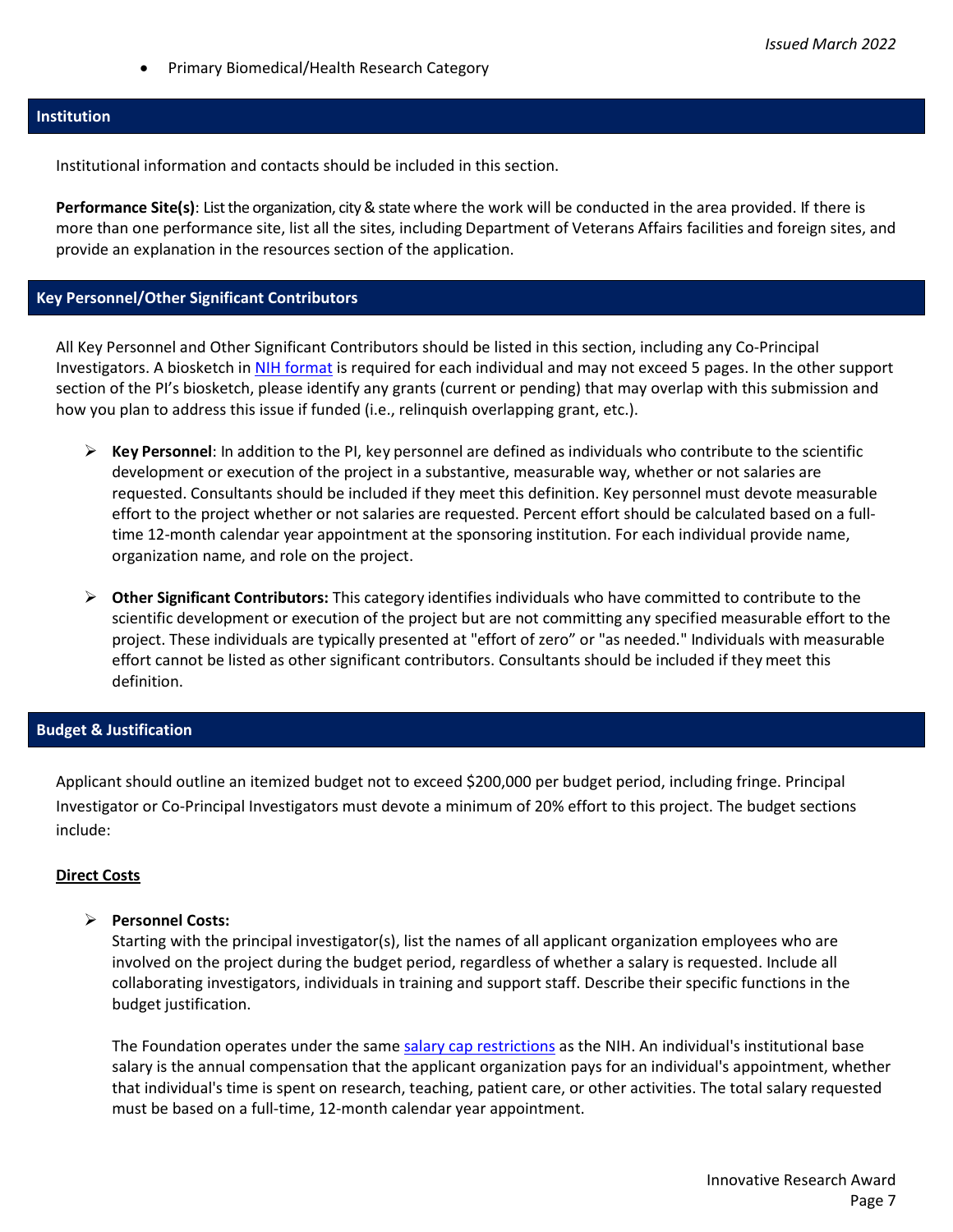- Primary Biomedical/Health Research Category

## Institution

Institutional information and contacts should be included in this section.

**Performance Site(s)**: List the organization, city & state where the work will be conducted in the area provided. If there is more than one performance site, list all the sites, including Department of Veterans Affairs facilities and foreign sites, and provide an explanation in the resources section of the application.

## Key Personnel/Other Significant Contributors

All Key Personnel and Other Significant Contributors should be listed in this section, including any Co-Principal Investigators. A biosketch in NIH format is required for each individual and may not exceed 5 pages. In the other support section of the PI's biosketch, please identify any grants (current or pending) that may overlap with this submission and how you plan to address this issue if funded (i.e., relinquish overlapping grant, etc.).

- **Key Personnel**: In addition to the PI, key personnel are defined as individuals who contribute to the scientific development or execution of the project in a substantive, measurable way, whether or not salaries are requested. Consultants should be included if they meet this definition. Key personnel must devote measurable effort to the project whether or not salaries are requested. Percent effort should be calculated based on a full-time 12-month calendar year appointment at the sponsoring institution. For each individual provide name, organization name, and role on the project.

- **Other Significant Contributors:** This category identifies individuals who have committed to contribute to the scientific development or execution of the project but are not committing any specified measurable effort to the project. These individuals are typically presented at "effort of zero" or "as needed." Individuals with measurable effort cannot be listed as other significant contributors. Consultants should be included if they meet this definition.

## Budget & Justification

Applicant should outline an itemized budget not to exceed $200,000 per budget period, including fringe. Principal Investigator or Co-Principal Investigators must devote a minimum of 20% effort to this project. The budget sections include:

**Direct Costs**

- **Personnel Costs:**
  Starting with the principal investigator(s), list the names of all applicant organization employees who are involved on the project during the budget period, regardless of whether a salary is requested. Include all collaborating investigators, individuals in training and support staff. Describe their specific functions in the budget justification.

  The Foundation operates under the same salary cap restrictions as the NIH. An individual's institutional base salary is the annual compensation that the applicant organization pays for an individual's appointment, whether that individual's time is spent on research, teaching, patient care, or other activities. The total salary requested must be based on a full-time, 12-month calendar year appointment.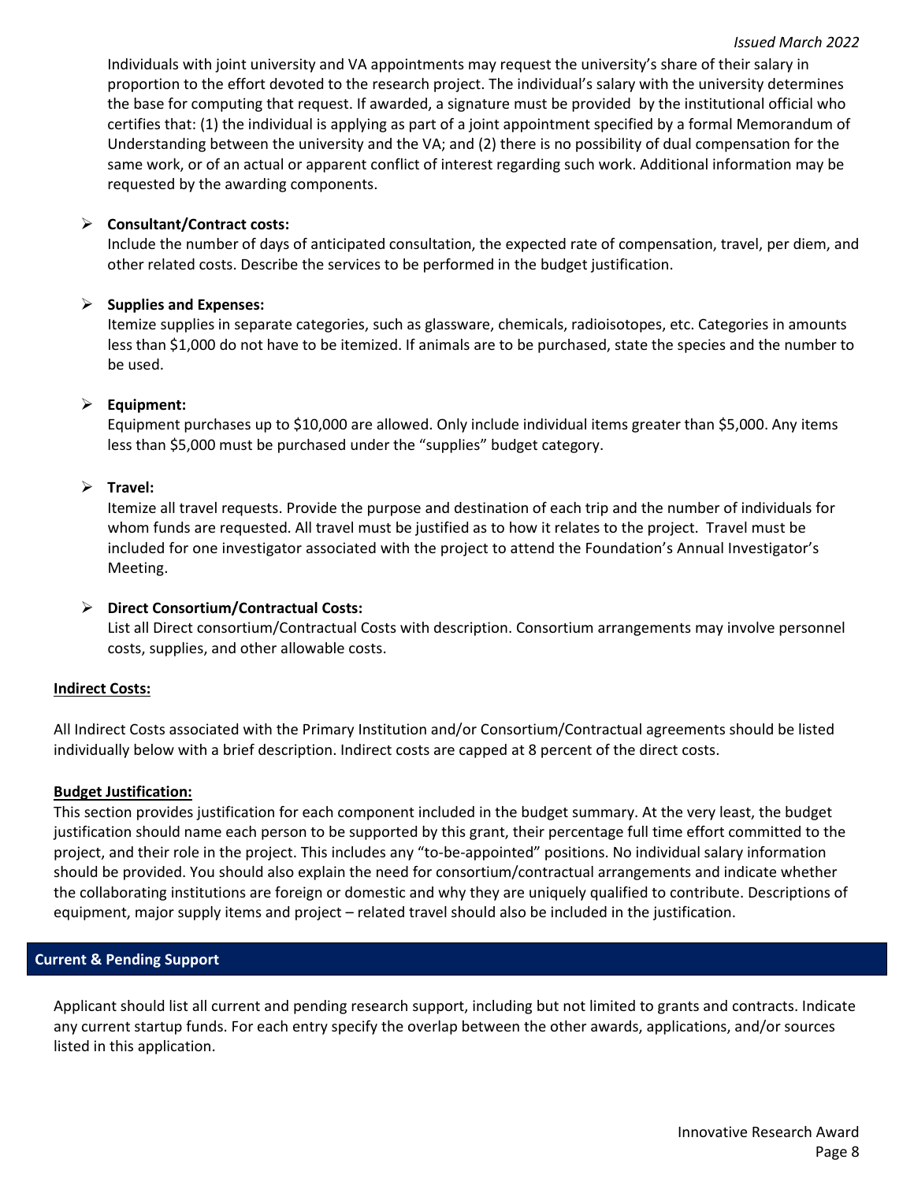Individuals with joint university and VA appointments may request the university's share of their salary in proportion to the effort devoted to the research project. The individual's salary with the university determines the base for computing that request. If awarded, a signature must be provided by the institutional official who certifies that: (1) the individual is applying as part of a joint appointment specified by a formal Memorandum of Understanding between the university and the VA; and (2) there is no possibility of dual compensation for the same work, or of an actual or apparent conflict of interest regarding such work. Additional information may be requested by the awarding components.

- **Consultant/Contract costs:**
  Include the number of days of anticipated consultation, the expected rate of compensation, travel, per diem, and other related costs. Describe the services to be performed in the budget justification.

- **Supplies and Expenses:**
  Itemize supplies in separate categories, such as glassware, chemicals, radioisotopes, etc. Categories in amounts less than $1,000 do not have to be itemized. If animals are to be purchased, state the species and the number to be used.

- **Equipment:**
  Equipment purchases up to $10,000 are allowed. Only include individual items greater than $5,000. Any items less than $5,000 must be purchased under the "supplies" budget category.

- **Travel:**
  Itemize all travel requests. Provide the purpose and destination of each trip and the number of individuals for whom funds are requested. All travel must be justified as to how it relates to the project. Travel must be included for one investigator associated with the project to attend the Foundation's Annual Investigator's Meeting.

- **Direct Consortium/Contractual Costs:**
  List all Direct consortium/Contractual Costs with description. Consortium arrangements may involve personnel costs, supplies, and other allowable costs.

**Indirect Costs:**

All Indirect Costs associated with the Primary Institution and/or Consortium/Contractual agreements should be listed individually below with a brief description. Indirect costs are capped at 8 percent of the direct costs.

**Budget Justification:**

This section provides justification for each component included in the budget summary. At the very least, the budget justification should name each person to be supported by this grant, their percentage full time effort committed to the project, and their role in the project. This includes any "to-be-appointed" positions. No individual salary information should be provided. You should also explain the need for consortium/contractual arrangements and indicate whether the collaborating institutions are foreign or domestic and why they are uniquely qualified to contribute. Descriptions of equipment, major supply items and project – related travel should also be included in the justification.

## Current & Pending Support

Applicant should list all current and pending research support, including but not limited to grants and contracts. Indicate any current startup funds. For each entry specify the overlap between the other awards, applications, and/or sources listed in this application.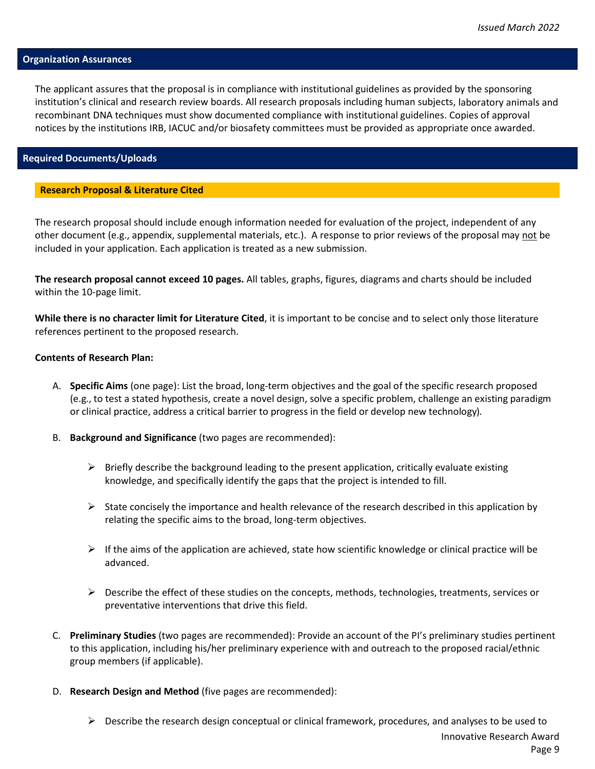## Organization Assurances

The applicant assures that the proposal is in compliance with institutional guidelines as provided by the sponsoring institution's clinical and research review boards. All research proposals including human subjects, laboratory animals and recombinant DNA techniques must show documented compliance with institutional guidelines. Copies of approval notices by the institutions IRB, IACUC and/or biosafety committees must be provided as appropriate once awarded.

## Required Documents/Uploads

### Research Proposal & Literature Cited

The research proposal should include enough information needed for evaluation of the project, independent of any other document (e.g., appendix, supplemental materials, etc.). A response to prior reviews of the proposal may not be included in your application. Each application is treated as a new submission.

**The research proposal cannot exceed 10 pages.** All tables, graphs, figures, diagrams and charts should be included within the 10-page limit.

**While there is no character limit for Literature Cited**, it is important to be concise and to select only those literature references pertinent to the proposed research.

**Contents of Research Plan:**

A. **Specific Aims** (one page): List the broad, long-term objectives and the goal of the specific research proposed (e.g., to test a stated hypothesis, create a novel design, solve a specific problem, challenge an existing paradigm or clinical practice, address a critical barrier to progress in the field or develop new technology).

B. **Background and Significance** (two pages are recommended):

   - Briefly describe the background leading to the present application, critically evaluate existing knowledge, and specifically identify the gaps that the project is intended to fill.
   - State concisely the importance and health relevance of the research described in this application by relating the specific aims to the broad, long-term objectives.
   - If the aims of the application are achieved, state how scientific knowledge or clinical practice will be advanced.
   - Describe the effect of these studies on the concepts, methods, technologies, treatments, services or preventative interventions that drive this field.

C. **Preliminary Studies** (two pages are recommended): Provide an account of the PI's preliminary studies pertinent to this application, including his/her preliminary experience with and outreach to the proposed racial/ethnic group members (if applicable).

D. **Research Design and Method** (five pages are recommended):

   - Describe the research design conceptual or clinical framework, procedures, and analyses to be used to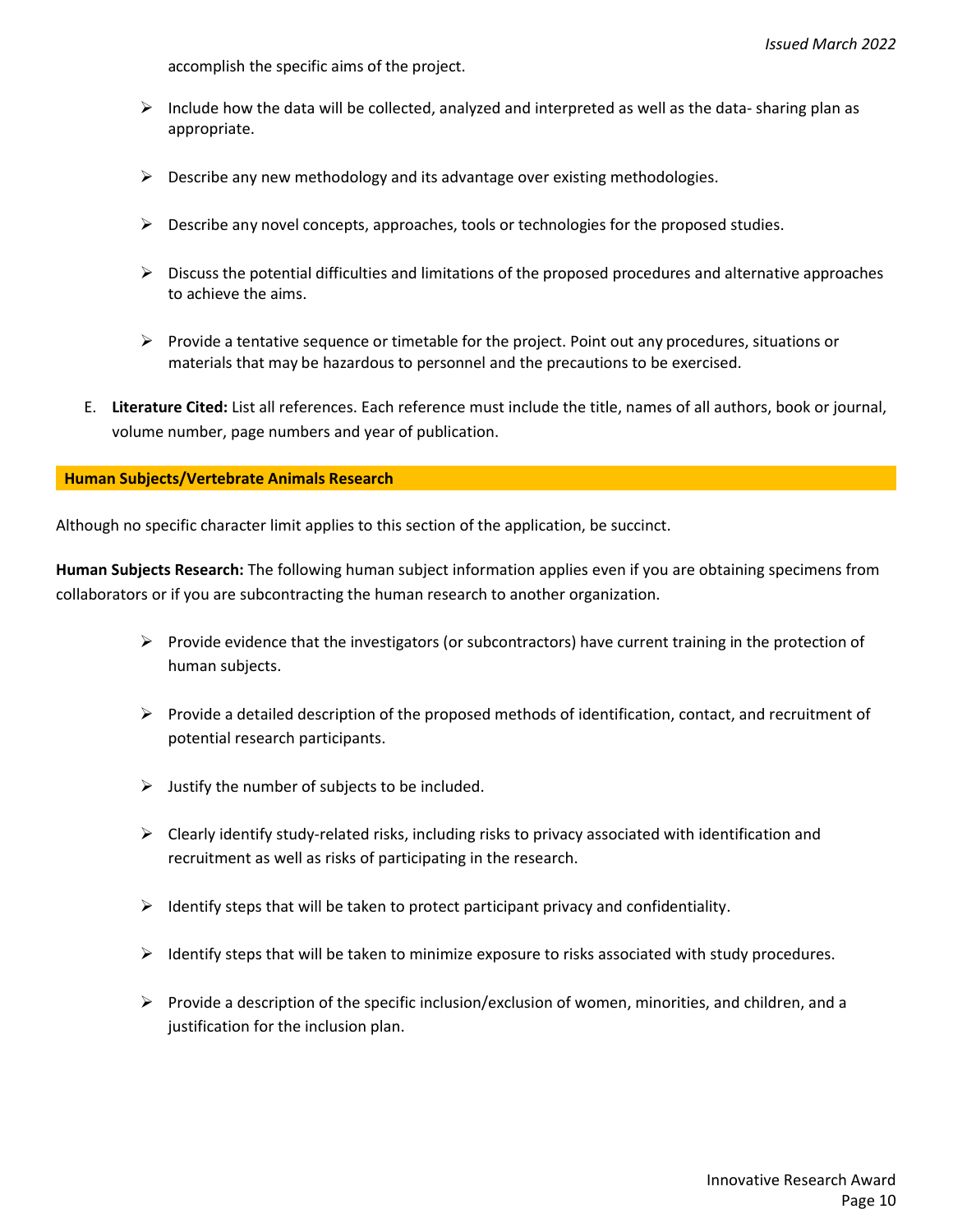accomplish the specific aims of the project.

- Include how the data will be collected, analyzed and interpreted as well as the data- sharing plan as appropriate.
- Describe any new methodology and its advantage over existing methodologies.
- Describe any novel concepts, approaches, tools or technologies for the proposed studies.
- Discuss the potential difficulties and limitations of the proposed procedures and alternative approaches to achieve the aims.
- Provide a tentative sequence or timetable for the project. Point out any procedures, situations or materials that may be hazardous to personnel and the precautions to be exercised.

E. **Literature Cited:** List all references. Each reference must include the title, names of all authors, book or journal, volume number, page numbers and year of publication.

## Human Subjects/Vertebrate Animals Research

Although no specific character limit applies to this section of the application, be succinct.

**Human Subjects Research:** The following human subject information applies even if you are obtaining specimens from collaborators or if you are subcontracting the human research to another organization.

- Provide evidence that the investigators (or subcontractors) have current training in the protection of human subjects.
- Provide a detailed description of the proposed methods of identification, contact, and recruitment of potential research participants.
- Justify the number of subjects to be included.
- Clearly identify study-related risks, including risks to privacy associated with identification and recruitment as well as risks of participating in the research.
- Identify steps that will be taken to protect participant privacy and confidentiality.
- Identify steps that will be taken to minimize exposure to risks associated with study procedures.
- Provide a description of the specific inclusion/exclusion of women, minorities, and children, and a justification for the inclusion plan.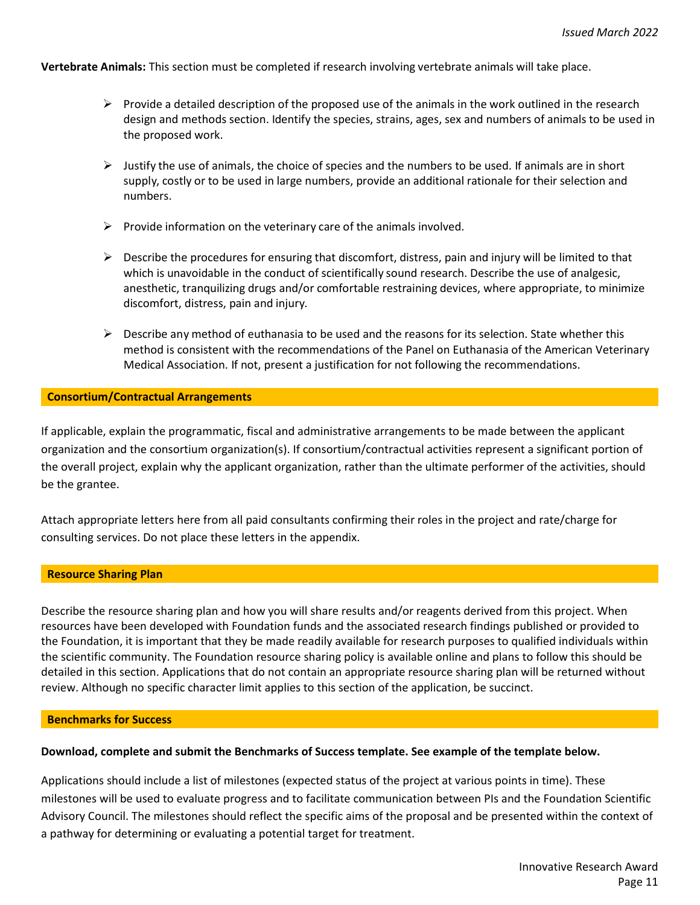**Vertebrate Animals:** This section must be completed if research involving vertebrate animals will take place.

- Provide a detailed description of the proposed use of the animals in the work outlined in the research design and methods section. Identify the species, strains, ages, sex and numbers of animals to be used in the proposed work.
- Justify the use of animals, the choice of species and the numbers to be used. If animals are in short supply, costly or to be used in large numbers, provide an additional rationale for their selection and numbers.
- Provide information on the veterinary care of the animals involved.
- Describe the procedures for ensuring that discomfort, distress, pain and injury will be limited to that which is unavoidable in the conduct of scientifically sound research. Describe the use of analgesic, anesthetic, tranquilizing drugs and/or comfortable restraining devices, where appropriate, to minimize discomfort, distress, pain and injury.
- Describe any method of euthanasia to be used and the reasons for its selection. State whether this method is consistent with the recommendations of the Panel on Euthanasia of the American Veterinary Medical Association. If not, present a justification for not following the recommendations.

## Consortium/Contractual Arrangements

If applicable, explain the programmatic, fiscal and administrative arrangements to be made between the applicant organization and the consortium organization(s). If consortium/contractual activities represent a significant portion of the overall project, explain why the applicant organization, rather than the ultimate performer of the activities, should be the grantee.

Attach appropriate letters here from all paid consultants confirming their roles in the project and rate/charge for consulting services. Do not place these letters in the appendix.

## Resource Sharing Plan

Describe the resource sharing plan and how you will share results and/or reagents derived from this project. When resources have been developed with Foundation funds and the associated research findings published or provided to the Foundation, it is important that they be made readily available for research purposes to qualified individuals within the scientific community. The Foundation resource sharing policy is available online and plans to follow this should be detailed in this section. Applications that do not contain an appropriate resource sharing plan will be returned without review. Although no specific character limit applies to this section of the application, be succinct.

## Benchmarks for Success

**Download, complete and submit the Benchmarks of Success template. See example of the template below.**

Applications should include a list of milestones (expected status of the project at various points in time). These milestones will be used to evaluate progress and to facilitate communication between PIs and the Foundation Scientific Advisory Council. The milestones should reflect the specific aims of the proposal and be presented within the context of a pathway for determining or evaluating a potential target for treatment.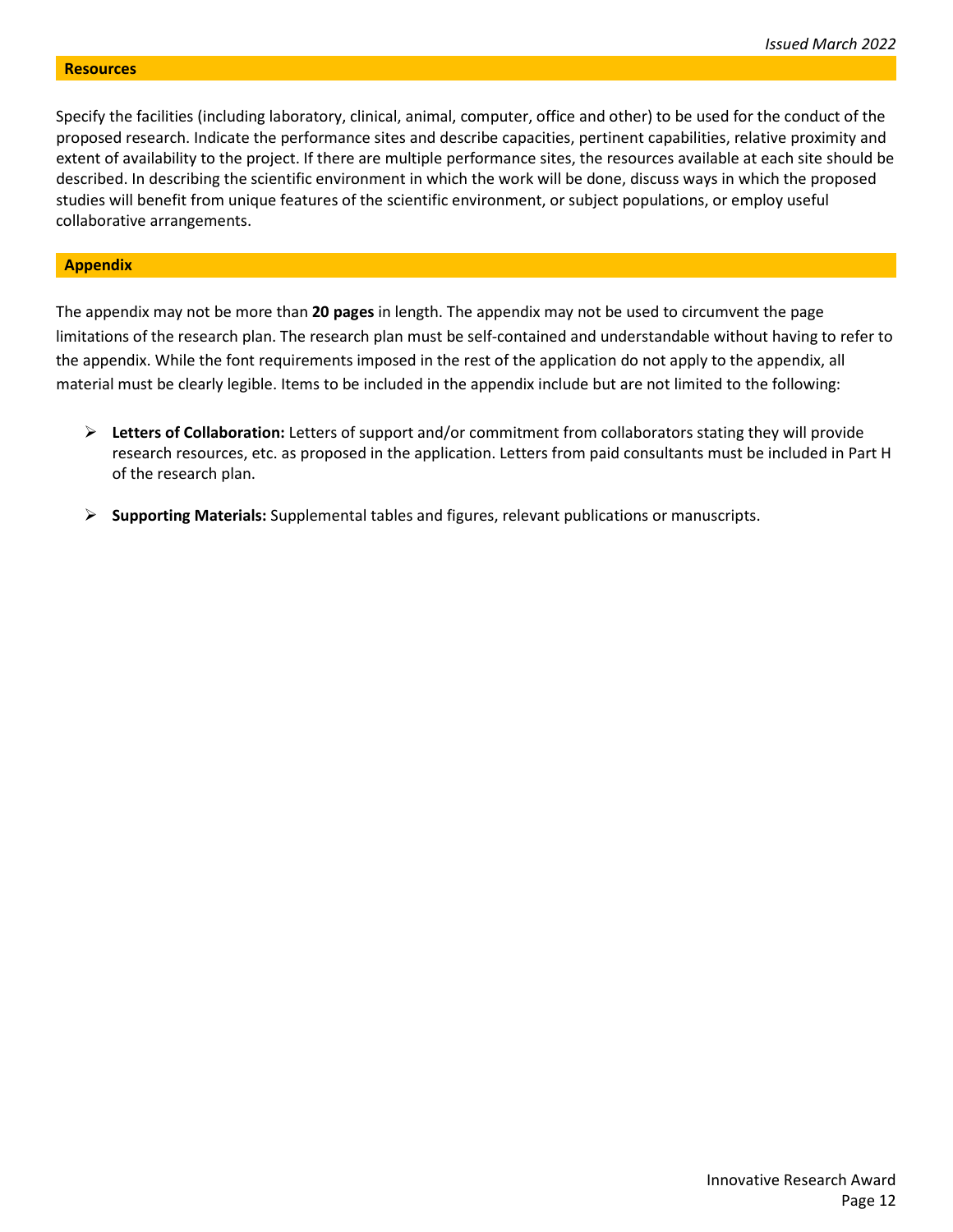## Resources

Specify the facilities (including laboratory, clinical, animal, computer, office and other) to be used for the conduct of the proposed research. Indicate the performance sites and describe capacities, pertinent capabilities, relative proximity and extent of availability to the project. If there are multiple performance sites, the resources available at each site should be described. In describing the scientific environment in which the work will be done, discuss ways in which the proposed studies will benefit from unique features of the scientific environment, or subject populations, or employ useful collaborative arrangements.

## Appendix

The appendix may not be more than **20 pages** in length. The appendix may not be used to circumvent the page limitations of the research plan. The research plan must be self-contained and understandable without having to refer to the appendix. While the font requirements imposed in the rest of the application do not apply to the appendix, all material must be clearly legible. Items to be included in the appendix include but are not limited to the following:

- **Letters of Collaboration:** Letters of support and/or commitment from collaborators stating they will provide research resources, etc. as proposed in the application. Letters from paid consultants must be included in Part H of the research plan.
- **Supporting Materials:** Supplemental tables and figures, relevant publications or manuscripts.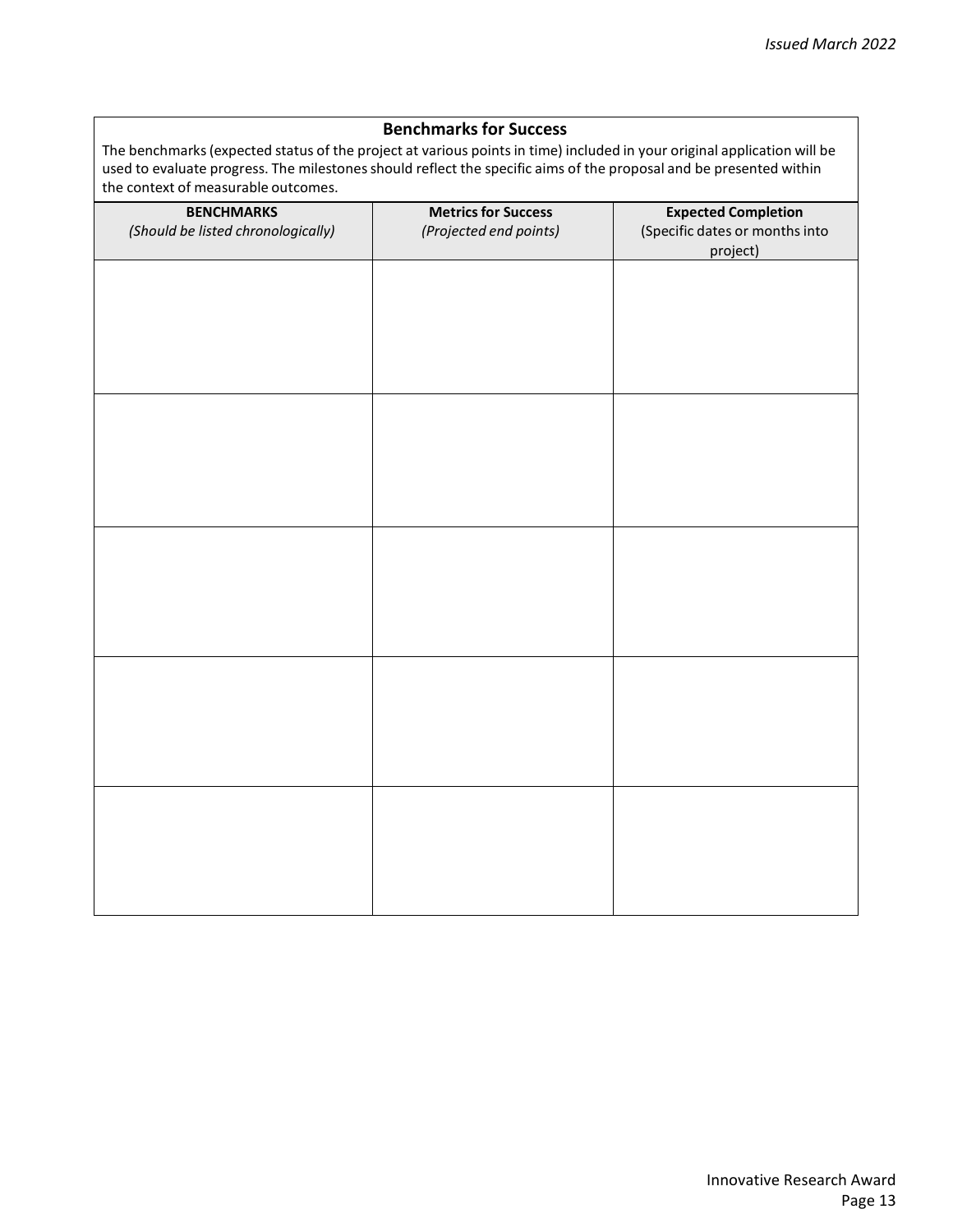## Benchmarks for Success

The benchmarks (expected status of the project at various points in time) included in your original application will be used to evaluate progress. The milestones should reflect the specific aims of the proposal and be presented within the context of measurable outcomes.

| **BENCHMARKS** *(Should be listed chronologically)* | **Metrics for Success** *(Projected end points)* | **Expected Completion** (Specific dates or months into project) |
|---|---|---|
| | | |
| | | |
| | | |
| | | |
| | | |